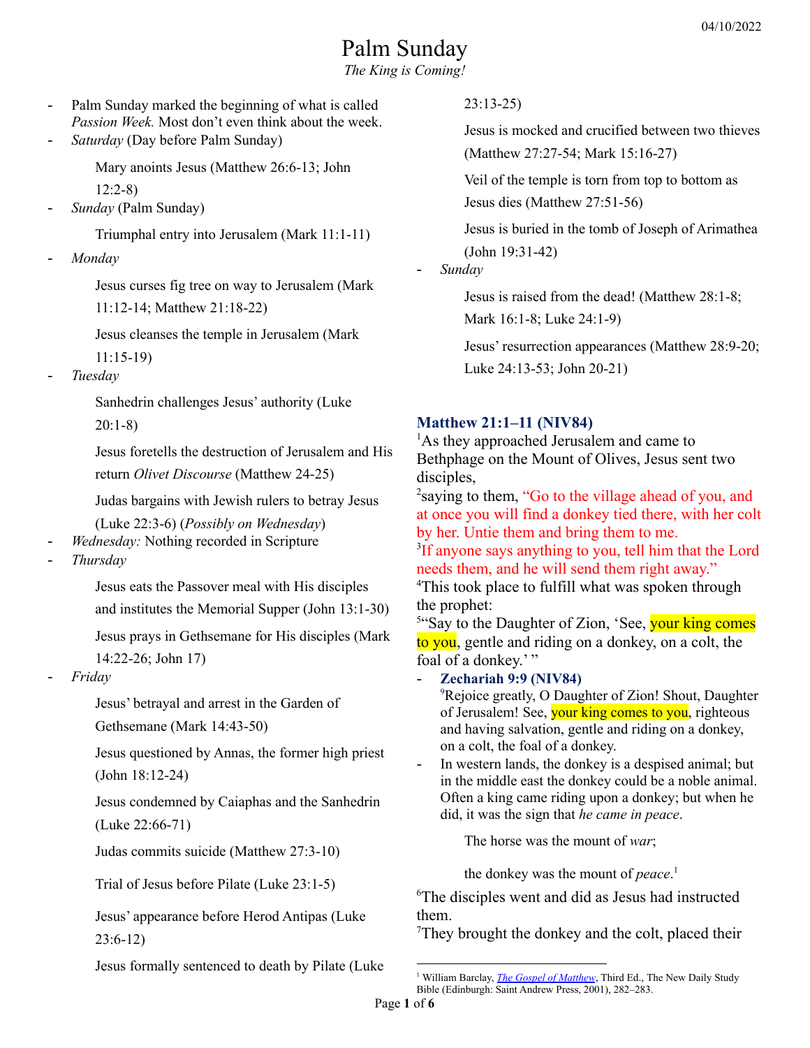# Palm Sunday

*The King is Coming!*

- Palm Sunday marked the beginning of what is called *Passion Week.* Most don't even think about the week.
- *Saturday* (Day before Palm Sunday)

  Mary anoints Jesus (Matthew 26:6-13; John 12:2-8)
- *Sunday* (Palm Sunday)

  Triumphal entry into Jerusalem (Mark 11:1-11)
- *Monday*

  Jesus curses fig tree on way to Jerusalem (Mark 11:12-14; Matthew 21:18-22)

  Jesus cleanses the temple in Jerusalem (Mark 11:15-19)
- *Tuesday*

  Sanhedrin challenges Jesus' authority (Luke 20:1-8)

  Jesus foretells the destruction of Jerusalem and His return *Olivet Discourse* (Matthew 24-25)

  Judas bargains with Jewish rulers to betray Jesus (Luke 22:3-6) (*Possibly on Wednesday*)
- *Wednesday:* Nothing recorded in Scripture
- *Thursday*

  Jesus eats the Passover meal with His disciples and institutes the Memorial Supper (John 13:1-30)

  Jesus prays in Gethsemane for His disciples (Mark 14:22-26; John 17)
- *Friday*

  Jesus' betrayal and arrest in the Garden of Gethsemane (Mark 14:43-50)

  Jesus questioned by Annas, the former high priest (John 18:12-24)

  Jesus condemned by Caiaphas and the Sanhedrin (Luke 22:66-71)

  Judas commits suicide (Matthew 27:3-10)

  Trial of Jesus before Pilate (Luke 23:1-5)

  Jesus' appearance before Herod Antipas (Luke 23:6-12)

  Jesus formally sentenced to death by Pilate (Luke 23:13-25)

  Jesus is mocked and crucified between two thieves (Matthew 27:27-54; Mark 15:16-27)

  Veil of the temple is torn from top to bottom as Jesus dies (Matthew 27:51-56)

  Jesus is buried in the tomb of Joseph of Arimathea (John 19:31-42)
- *Sunday*

  Jesus is raised from the dead! (Matthew 28:1-8; Mark 16:1-8; Luke 24:1-9)

  Jesus' resurrection appearances (Matthew 28:9-20; Luke 24:13-53; John 20-21)

### Matthew 21:1–11 (NIV84)

[1]As they approached Jerusalem and came to Bethphage on the Mount of Olives, Jesus sent two disciples,

[2]saying to them, "Go to the village ahead of you, and at once you will find a donkey tied there, with her colt by her. Untie them and bring them to me.

[3]If anyone says anything to you, tell him that the Lord needs them, and he will send them right away."

[4]This took place to fulfill what was spoken through the prophet:

[5]"Say to the Daughter of Zion, 'See, your king comes to you, gentle and riding on a donkey, on a colt, the foal of a donkey.' "

- **Zechariah 9:9 (NIV84)**

  [9]Rejoice greatly, O Daughter of Zion! Shout, Daughter of Jerusalem! See, your king comes to you, righteous and having salvation, gentle and riding on a donkey, on a colt, the foal of a donkey.
- In western lands, the donkey is a despised animal; but in the middle east the donkey could be a noble animal. Often a king came riding upon a donkey; but when he did, it was the sign that *he came in peace*.

  The horse was the mount of *war*;

  the donkey was the mount of *peace*.[1]

[6]The disciples went and did as Jesus had instructed them.

[7]They brought the donkey and the colt, placed their

---

[1] William Barclay, *The Gospel of Matthew*, Third Ed., The New Daily Study Bible (Edinburgh: Saint Andrew Press, 2001), 282–283.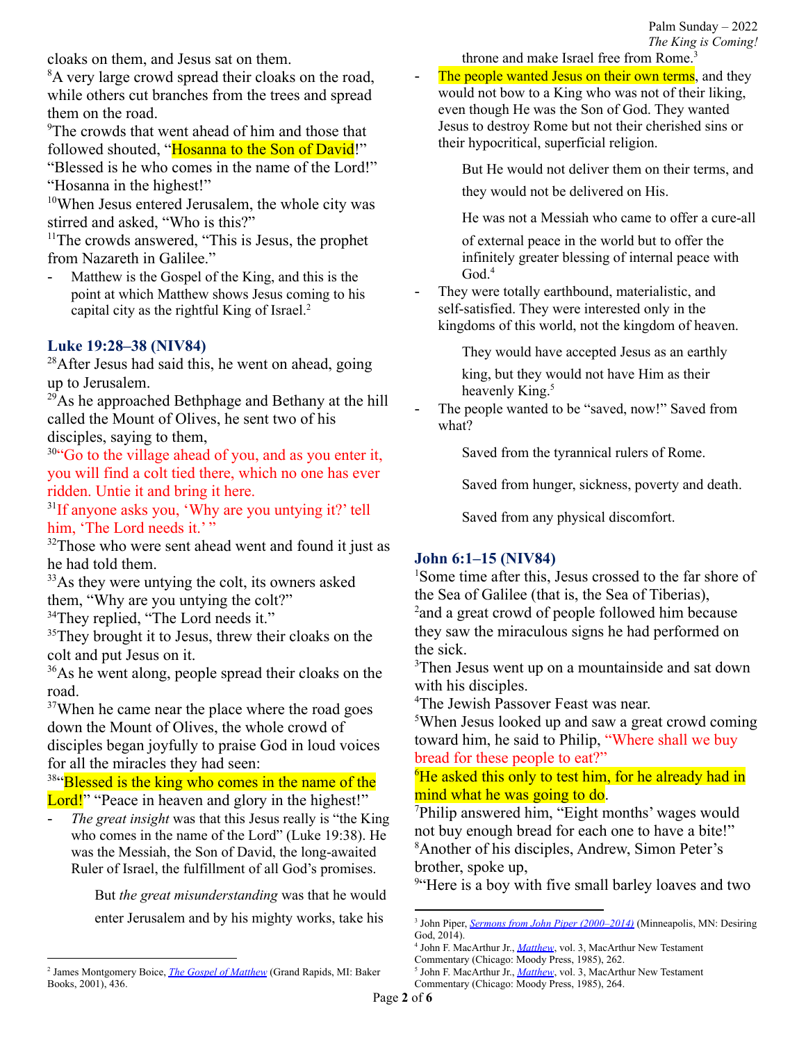cloaks on them, and Jesus sat on them.

[8]A very large crowd spread their cloaks on the road, while others cut branches from the trees and spread them on the road.

[9]The crowds that went ahead of him and those that followed shouted, "Hosanna to the Son of David!" "Blessed is he who comes in the name of the Lord!" "Hosanna in the highest!"

[10]When Jesus entered Jerusalem, the whole city was stirred and asked, "Who is this?"

[11]The crowds answered, "This is Jesus, the prophet from Nazareth in Galilee."

- Matthew is the Gospel of the King, and this is the point at which Matthew shows Jesus coming to his capital city as the rightful King of Israel.[2]

### Luke 19:28–38 (NIV84)

[28]After Jesus had said this, he went on ahead, going up to Jerusalem.

[29]As he approached Bethphage and Bethany at the hill called the Mount of Olives, he sent two of his disciples, saying to them,

[30]"Go to the village ahead of you, and as you enter it, you will find a colt tied there, which no one has ever ridden. Untie it and bring it here.

[31]If anyone asks you, 'Why are you untying it?' tell him, 'The Lord needs it.' "

[32]Those who were sent ahead went and found it just as he had told them.

[33]As they were untying the colt, its owners asked them, "Why are you untying the colt?"

[34]They replied, "The Lord needs it."

[35]They brought it to Jesus, threw their cloaks on the colt and put Jesus on it.

[36]As he went along, people spread their cloaks on the road.

[37]When he came near the place where the road goes down the Mount of Olives, the whole crowd of disciples began joyfully to praise God in loud voices for all the miracles they had seen:

[38]"Blessed is the king who comes in the name of the Lord!" "Peace in heaven and glory in the highest!"

- *The great insight* was that this Jesus really is "the King who comes in the name of the Lord" (Luke 19:38). He was the Messiah, the Son of David, the long-awaited Ruler of Israel, the fulfillment of all God's promises.

  But *the great misunderstanding* was that he would enter Jerusalem and by his mighty works, take his throne and make Israel free from Rome.[3]

- The people wanted Jesus on their own terms, and they would not bow to a King who was not of their liking, even though He was the Son of God. They wanted Jesus to destroy Rome but not their cherished sins or their hypocritical, superficial religion.

  But He would not deliver them on their terms, and they would not be delivered on His.

  He was not a Messiah who came to offer a cure-all of external peace in the world but to offer the infinitely greater blessing of internal peace with God.[4]

- They were totally earthbound, materialistic, and self-satisfied. They were interested only in the kingdoms of this world, not the kingdom of heaven.

  They would have accepted Jesus as an earthly king, but they would not have Him as their heavenly King.[5]

- The people wanted to be "saved, now!" Saved from what?

  Saved from the tyrannical rulers of Rome.

  Saved from hunger, sickness, poverty and death.

  Saved from any physical discomfort.

### John 6:1–15 (NIV84)

[1]Some time after this, Jesus crossed to the far shore of the Sea of Galilee (that is, the Sea of Tiberias),

[2]and a great crowd of people followed him because they saw the miraculous signs he had performed on the sick.

[3]Then Jesus went up on a mountainside and sat down with his disciples.

[4]The Jewish Passover Feast was near.

[5]When Jesus looked up and saw a great crowd coming toward him, he said to Philip, "Where shall we buy bread for these people to eat?"

[6]He asked this only to test him, for he already had in mind what he was going to do.

[7]Philip answered him, "Eight months' wages would not buy enough bread for each one to have a bite!"

[8]Another of his disciples, Andrew, Simon Peter's brother, spoke up,

[9]"Here is a boy with five small barley loaves and two

---

[2] James Montgomery Boice, *The Gospel of Matthew* (Grand Rapids, MI: Baker Books, 2001), 436.

[3] John Piper, *Sermons from John Piper (2000–2014)* (Minneapolis, MN: Desiring God, 2014).

[4] John F. MacArthur Jr., *Matthew*, vol. 3, MacArthur New Testament Commentary (Chicago: Moody Press, 1985), 262.

[5] John F. MacArthur Jr., *Matthew*, vol. 3, MacArthur New Testament Commentary (Chicago: Moody Press, 1985), 264.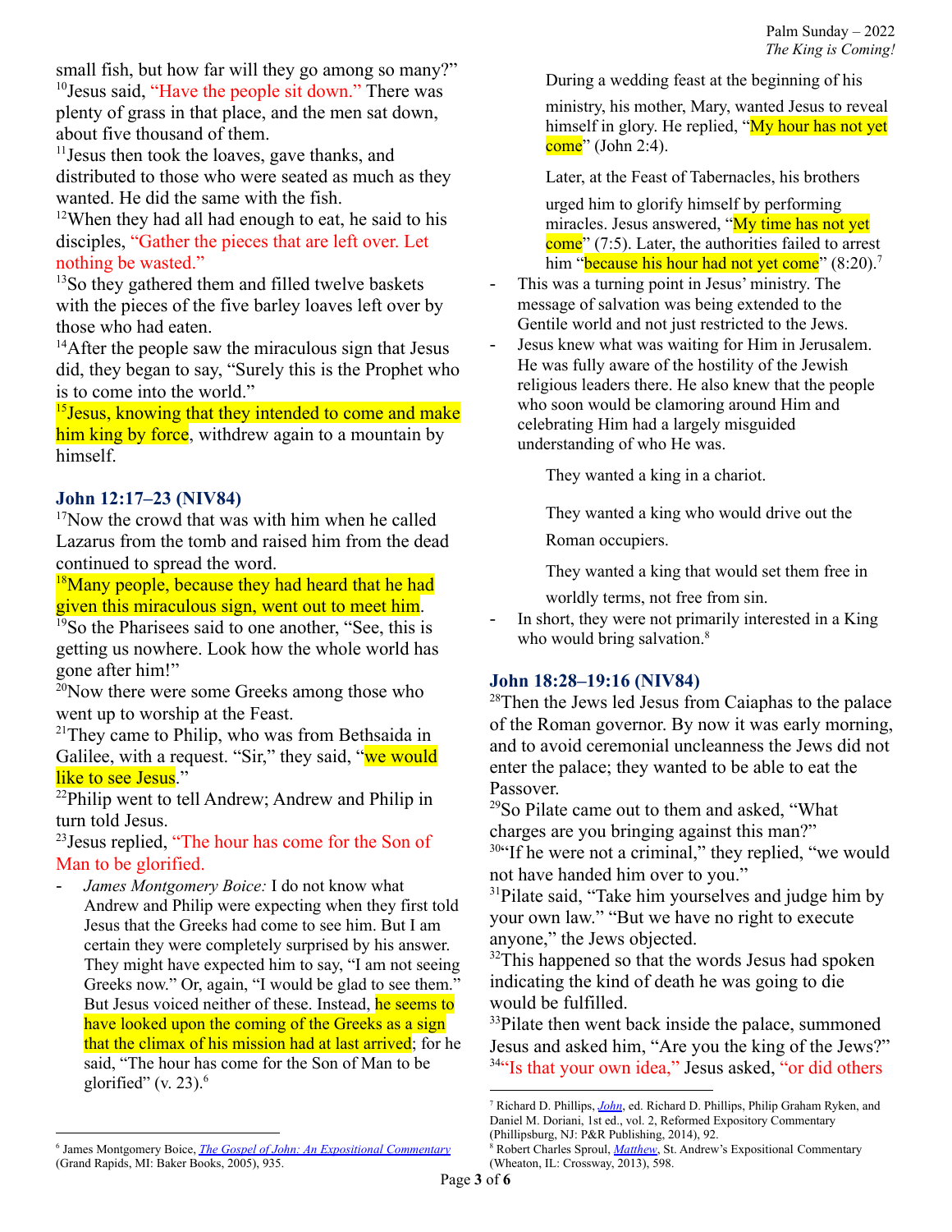small fish, but how far will they go among so many?”
[10]Jesus said, “Have the people sit down.” There was plenty of grass in that place, and the men sat down, about five thousand of them.
[11]Jesus then took the loaves, gave thanks, and distributed to those who were seated as much as they wanted. He did the same with the fish.
[12]When they had all had enough to eat, he said to his disciples, “Gather the pieces that are left over. Let nothing be wasted.”
[13]So they gathered them and filled twelve baskets with the pieces of the five barley loaves left over by those who had eaten.
[14]After the people saw the miraculous sign that Jesus did, they began to say, “Surely this is the Prophet who is to come into the world.”
[15]Jesus, knowing that they intended to come and make him king by force, withdrew again to a mountain by himself.

### John 12:17–23 (NIV84)

[17]Now the crowd that was with him when he called Lazarus from the tomb and raised him from the dead continued to spread the word.
[18]Many people, because they had heard that he had given this miraculous sign, went out to meet him.
[19]So the Pharisees said to one another, “See, this is getting us nowhere. Look how the whole world has gone after him!”
[20]Now there were some Greeks among those who went up to worship at the Feast.
[21]They came to Philip, who was from Bethsaida in Galilee, with a request. “Sir,” they said, “we would like to see Jesus.”
[22]Philip went to tell Andrew; Andrew and Philip in turn told Jesus.
[23]Jesus replied, “The hour has come for the Son of Man to be glorified.

- *James Montgomery Boice:* I do not know what Andrew and Philip were expecting when they first told Jesus that the Greeks had come to see him. But I am certain they were completely surprised by his answer. They might have expected him to say, “I am not seeing Greeks now.” Or, again, “I would be glad to see them.” But Jesus voiced neither of these. Instead, he seems to have looked upon the coming of the Greeks as a sign that the climax of his mission had at last arrived; for he said, “The hour has come for the Son of Man to be glorified” (v. 23).[6]

  During a wedding feast at the beginning of his ministry, his mother, Mary, wanted Jesus to reveal himself in glory. He replied, “My hour has not yet come” (John 2:4).

  Later, at the Feast of Tabernacles, his brothers urged him to glorify himself by performing miracles. Jesus answered, “My time has not yet come” (7:5). Later, the authorities failed to arrest him “because his hour had not yet come” (8:20).[7]

- This was a turning point in Jesus’ ministry. The message of salvation was being extended to the Gentile world and not just restricted to the Jews.
- Jesus knew what was waiting for Him in Jerusalem. He was fully aware of the hostility of the Jewish religious leaders there. He also knew that the people who soon would be clamoring around Him and celebrating Him had a largely misguided understanding of who He was.

  They wanted a king in a chariot.

  They wanted a king who would drive out the Roman occupiers.

  They wanted a king that would set them free in worldly terms, not free from sin.

- In short, they were not primarily interested in a King who would bring salvation.[8]

### John 18:28–19:16 (NIV84)

[28]Then the Jews led Jesus from Caiaphas to the palace of the Roman governor. By now it was early morning, and to avoid ceremonial uncleanness the Jews did not enter the palace; they wanted to be able to eat the Passover.
[29]So Pilate came out to them and asked, “What charges are you bringing against this man?”
[30]“If he were not a criminal,” they replied, “we would not have handed him over to you.”
[31]Pilate said, “Take him yourselves and judge him by your own law.” “But we have no right to execute anyone,” the Jews objected.
[32]This happened so that the words Jesus had spoken indicating the kind of death he was going to die would be fulfilled.
[33]Pilate then went back inside the palace, summoned Jesus and asked him, “Are you the king of the Jews?”
[34]“Is that your own idea,” Jesus asked, “or did others

---

[6] James Montgomery Boice, *The Gospel of John: An Expositional Commentary* (Grand Rapids, MI: Baker Books, 2005), 935.

[7] Richard D. Phillips, *John*, ed. Richard D. Phillips, Philip Graham Ryken, and Daniel M. Doriani, 1st ed., vol. 2, Reformed Expository Commentary (Phillipsburg, NJ: P&R Publishing, 2014), 92.

[8] Robert Charles Sproul, *Matthew*, St. Andrew’s Expositional Commentary (Wheaton, IL: Crossway, 2013), 598.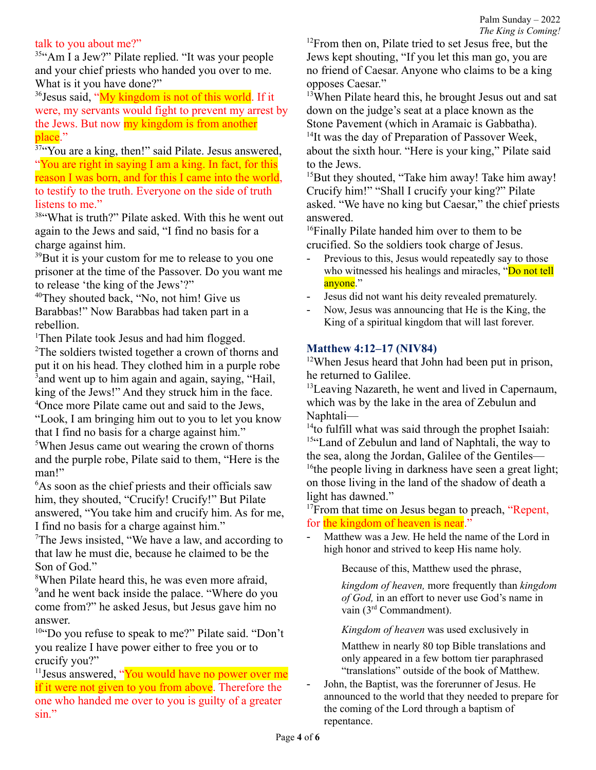talk to you about me?"

[35]"Am I a Jew?" Pilate replied. "It was your people and your chief priests who handed you over to me. What is it you have done?"

[36]Jesus said, "My kingdom is not of this world. If it were, my servants would fight to prevent my arrest by the Jews. But now my kingdom is from another place."

[37]"You are a king, then!" said Pilate. Jesus answered, "You are right in saying I am a king. In fact, for this reason I was born, and for this I came into the world, to testify to the truth. Everyone on the side of truth listens to me."

[38]"What is truth?" Pilate asked. With this he went out again to the Jews and said, "I find no basis for a charge against him.

[39]But it is your custom for me to release to you one prisoner at the time of the Passover. Do you want me to release 'the king of the Jews'?"

[40]They shouted back, "No, not him! Give us Barabbas!" Now Barabbas had taken part in a rebellion.

[1]Then Pilate took Jesus and had him flogged.

[2]The soldiers twisted together a crown of thorns and put it on his head. They clothed him in a purple robe [3]and went up to him again and again, saying, "Hail, king of the Jews!" And they struck him in the face.

[4]Once more Pilate came out and said to the Jews, "Look, I am bringing him out to you to let you know that I find no basis for a charge against him."

[5]When Jesus came out wearing the crown of thorns and the purple robe, Pilate said to them, "Here is the man!"

[6]As soon as the chief priests and their officials saw him, they shouted, "Crucify! Crucify!" But Pilate answered, "You take him and crucify him. As for me, I find no basis for a charge against him."

[7]The Jews insisted, "We have a law, and according to that law he must die, because he claimed to be the Son of God."

[8]When Pilate heard this, he was even more afraid, [9]and he went back inside the palace. "Where do you come from?" he asked Jesus, but Jesus gave him no answer.

[10]"Do you refuse to speak to me?" Pilate said. "Don't you realize I have power either to free you or to crucify you?"

[11]Jesus answered, "You would have no power over me if it were not given to you from above. Therefore the one who handed me over to you is guilty of a greater sin."

[12]From then on, Pilate tried to set Jesus free, but the Jews kept shouting, "If you let this man go, you are no friend of Caesar. Anyone who claims to be a king opposes Caesar."

[13]When Pilate heard this, he brought Jesus out and sat down on the judge's seat at a place known as the Stone Pavement (which in Aramaic is Gabbatha).

[14]It was the day of Preparation of Passover Week, about the sixth hour. "Here is your king," Pilate said to the Jews.

[15]But they shouted, "Take him away! Take him away! Crucify him!" "Shall I crucify your king?" Pilate asked. "We have no king but Caesar," the chief priests answered.

[16]Finally Pilate handed him over to them to be crucified. So the soldiers took charge of Jesus.

- Previous to this, Jesus would repeatedly say to those who witnessed his healings and miracles, "Do not tell anyone."
- Jesus did not want his deity revealed prematurely.
- Now, Jesus was announcing that He is the King, the King of a spiritual kingdom that will last forever.

### Matthew 4:12–17 (NIV84)

[12]When Jesus heard that John had been put in prison, he returned to Galilee.

[13]Leaving Nazareth, he went and lived in Capernaum, which was by the lake in the area of Zebulun and Naphtali—

[14]to fulfill what was said through the prophet Isaiah:

[15]"Land of Zebulun and land of Naphtali, the way to the sea, along the Jordan, Galilee of the Gentiles—

[16]the people living in darkness have seen a great light; on those living in the land of the shadow of death a light has dawned."

[17]From that time on Jesus began to preach, "Repent, for the kingdom of heaven is near."

- Matthew was a Jew. He held the name of the Lord in high honor and strived to keep His name holy.

  Because of this, Matthew used the phrase,

  *kingdom of heaven,* more frequently than *kingdom of God,* in an effort to never use God's name in vain (3rd Commandment).

  *Kingdom of heaven* was used exclusively in

  Matthew in nearly 80 top Bible translations and only appeared in a few bottom tier paraphrased "translations" outside of the book of Matthew.

- John, the Baptist, was the forerunner of Jesus. He announced to the world that they needed to prepare for the coming of the Lord through a baptism of repentance.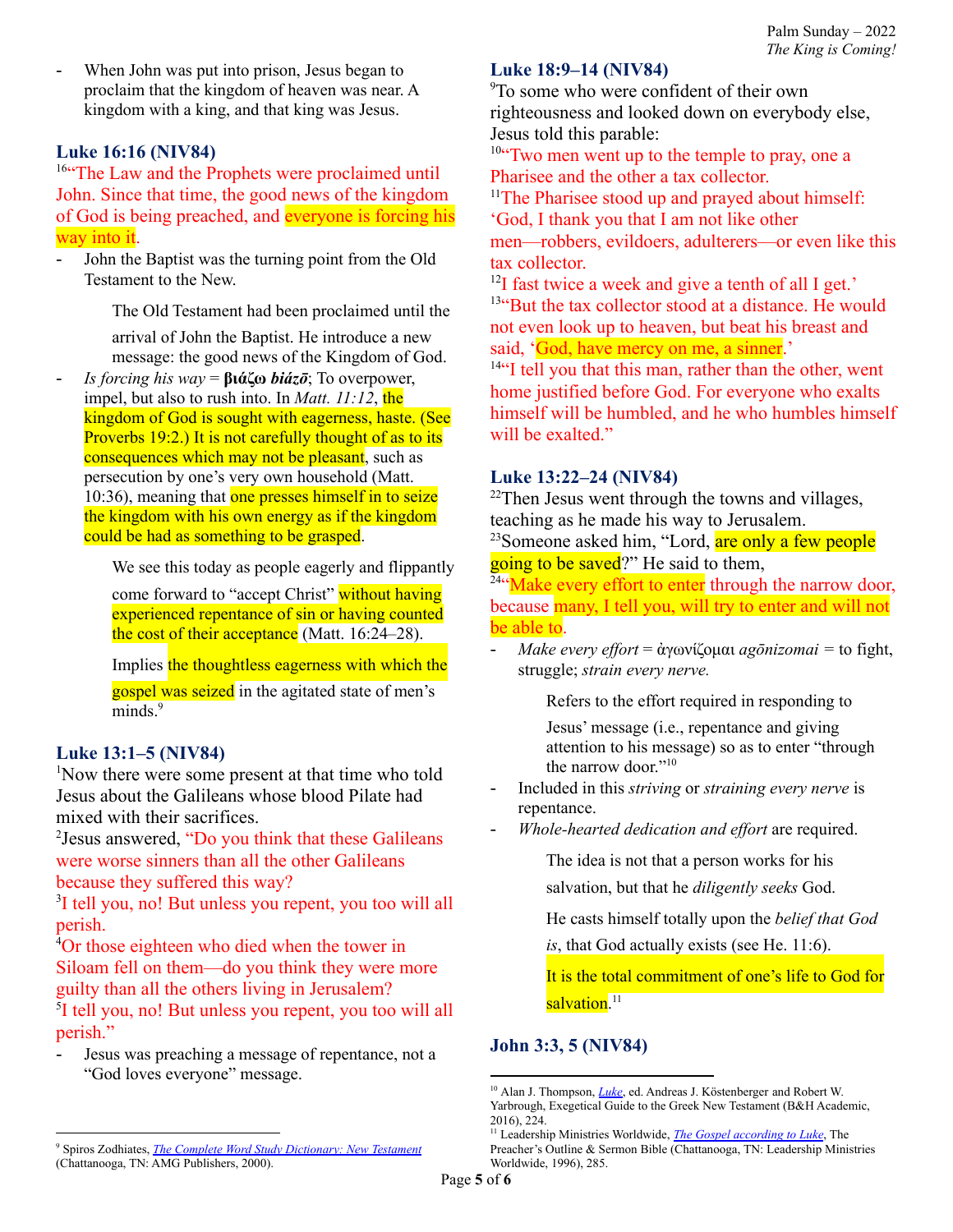- When John was put into prison, Jesus began to proclaim that the kingdom of heaven was near. A kingdom with a king, and that king was Jesus.

### Luke 16:16 (NIV84)

[16]"The Law and the Prophets were proclaimed until John. Since that time, the good news of the kingdom of God is being preached, and everyone is forcing his way into it.

- John the Baptist was the turning point from the Old Testament to the New.

  The Old Testament had been proclaimed until the arrival of John the Baptist. He introduce a new message: the good news of the Kingdom of God.

- *Is forcing his way* = **βιάζω** ***biázō***; To overpower, impel, but also to rush into. In *Matt. 11:12*, the kingdom of God is sought with eagerness, haste. (See Proverbs 19:2.) It is not carefully thought of as to its consequences which may not be pleasant, such as persecution by one's very own household (Matt. 10:36), meaning that one presses himself in to seize the kingdom with his own energy as if the kingdom could be had as something to be grasped.

  We see this today as people eagerly and flippantly come forward to "accept Christ" without having experienced repentance of sin or having counted the cost of their acceptance (Matt. 16:24–28).

  Implies the thoughtless eagerness with which the gospel was seized in the agitated state of men's minds.[9]

### Luke 13:1–5 (NIV84)

[1]Now there were some present at that time who told Jesus about the Galileans whose blood Pilate had mixed with their sacrifices.
[2]Jesus answered, "Do you think that these Galileans were worse sinners than all the other Galileans because they suffered this way?
[3]I tell you, no! But unless you repent, you too will all perish.
[4]Or those eighteen who died when the tower in Siloam fell on them—do you think they were more guilty than all the others living in Jerusalem?
[5]I tell you, no! But unless you repent, you too will all perish."

- Jesus was preaching a message of repentance, not a "God loves everyone" message.

### Luke 18:9–14 (NIV84)

[9]To some who were confident of their own righteousness and looked down on everybody else, Jesus told this parable:
[10]"Two men went up to the temple to pray, one a Pharisee and the other a tax collector.
[11]The Pharisee stood up and prayed about himself: 'God, I thank you that I am not like other men—robbers, evildoers, adulterers—or even like this tax collector.
[12]I fast twice a week and give a tenth of all I get.'
[13]"But the tax collector stood at a distance. He would not even look up to heaven, but beat his breast and said, 'God, have mercy on me, a sinner.'
[14]"I tell you that this man, rather than the other, went home justified before God. For everyone who exalts himself will be humbled, and he who humbles himself will be exalted."

### Luke 13:22–24 (NIV84)

[22]Then Jesus went through the towns and villages, teaching as he made his way to Jerusalem.
[23]Someone asked him, "Lord, are only a few people going to be saved?" He said to them,
[24]"Make every effort to enter through the narrow door, because many, I tell you, will try to enter and will not be able to.

- *Make every effort* = ἀγωνίζομαι *agōnizomai* = to fight, struggle; *strain every nerve.*

  Refers to the effort required in responding to Jesus' message (i.e., repentance and giving attention to his message) so as to enter "through the narrow door."[10]

- Included in this *striving* or *straining every nerve* is repentance.
- *Whole-hearted dedication and effort* are required.

  The idea is not that a person works for his salvation, but that he *diligently seeks* God.

  He casts himself totally upon the *belief that God is*, that God actually exists (see He. 11:6).

  It is the total commitment of one's life to God for salvation.[11]

### John 3:3, 5 (NIV84)

---

[9] Spiros Zodhiates, *The Complete Word Study Dictionary: New Testament* (Chattanooga, TN: AMG Publishers, 2000).

[10] Alan J. Thompson, *Luke*, ed. Andreas J. Köstenberger and Robert W. Yarbrough, Exegetical Guide to the Greek New Testament (B&H Academic, 2016), 224.

[11] Leadership Ministries Worldwide, *The Gospel according to Luke*, The Preacher's Outline & Sermon Bible (Chattanooga, TN: Leadership Ministries Worldwide, 1996), 285.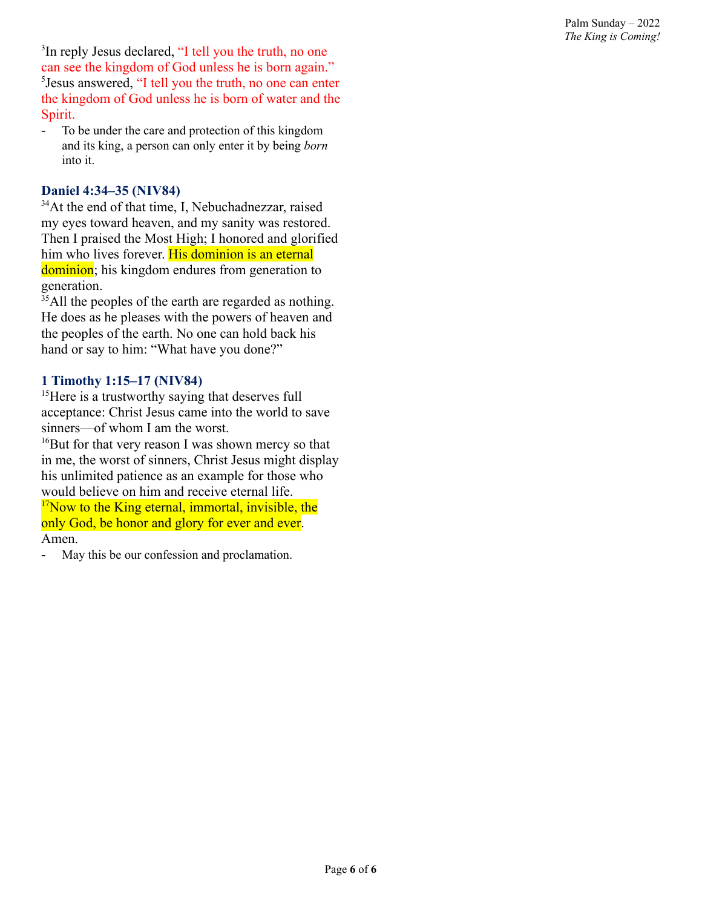[3]In reply Jesus declared, "I tell you the truth, no one can see the kingdom of God unless he is born again."
[5]Jesus answered, "I tell you the truth, no one can enter the kingdom of God unless he is born of water and the Spirit.

- To be under the care and protection of this kingdom and its king, a person can only enter it by being *born* into it.

### Daniel 4:34–35 (NIV84)

[34]At the end of that time, I, Nebuchadnezzar, raised my eyes toward heaven, and my sanity was restored. Then I praised the Most High; I honored and glorified him who lives forever. His dominion is an eternal dominion; his kingdom endures from generation to generation.
[35]All the peoples of the earth are regarded as nothing. He does as he pleases with the powers of heaven and the peoples of the earth. No one can hold back his hand or say to him: "What have you done?"

### 1 Timothy 1:15–17 (NIV84)

[15]Here is a trustworthy saying that deserves full acceptance: Christ Jesus came into the world to save sinners—of whom I am the worst.
[16]But for that very reason I was shown mercy so that in me, the worst of sinners, Christ Jesus might display his unlimited patience as an example for those who would believe on him and receive eternal life.
[17]Now to the King eternal, immortal, invisible, the only God, be honor and glory for ever and ever. Amen.

- May this be our confession and proclamation.